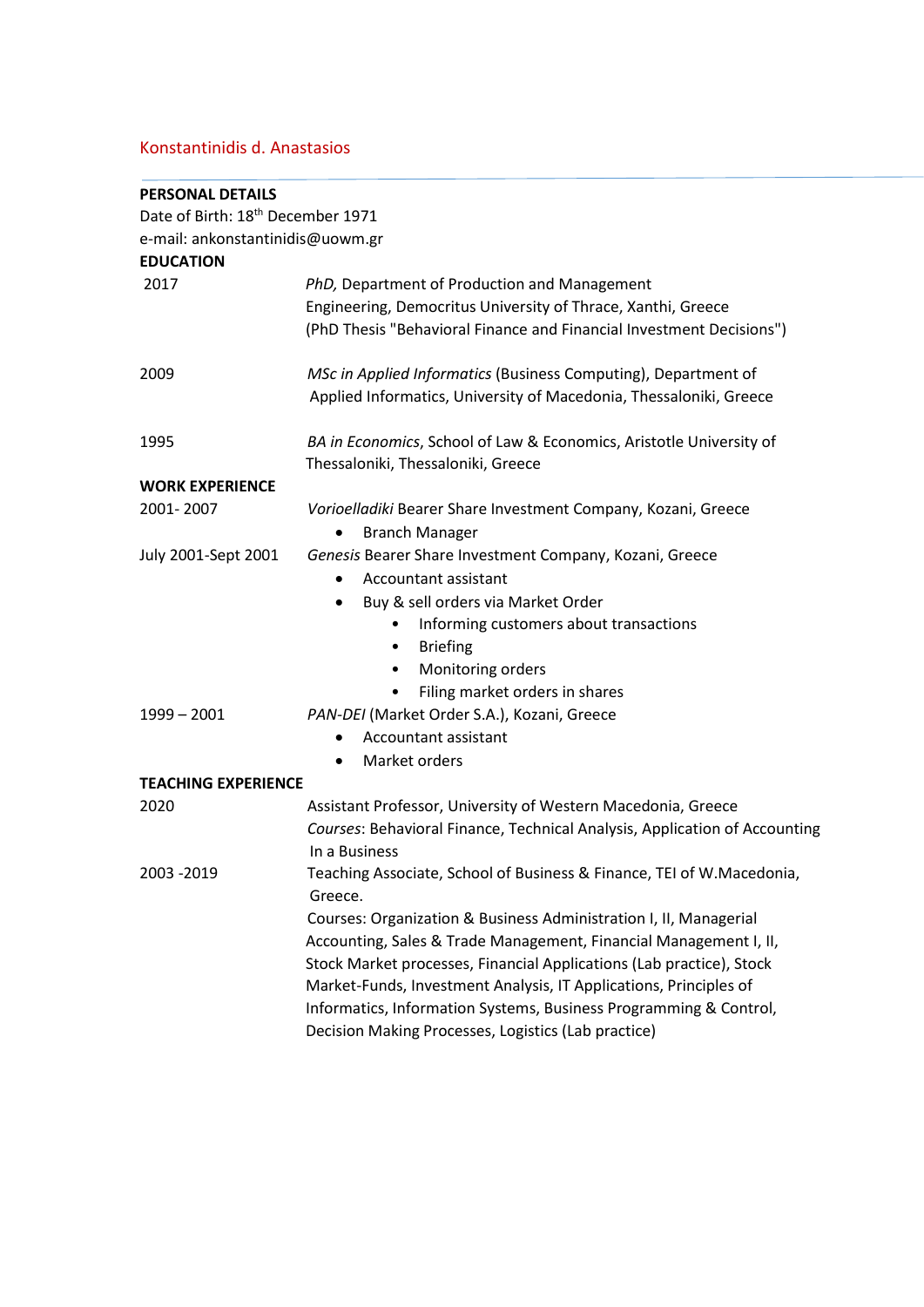# Konstantinidis d. Anastasios

## PERSONAL DETAILS

Date of Birth: 18th December 1971

e-mail: ankonstantinidis@uowm.gr

## EDUCATION

| | |
|---|---|
| 2017 | *PhD,* Department of Production and Management Engineering, Democritus University of Thrace, Xanthi, Greece (PhD Thesis "Behavioral Finance and Financial Investment Decisions") |
| 2009 | *MSc in Applied Informatics* (Business Computing), Department of Applied Informatics, University of Macedonia, Thessaloniki, Greece |
| 1995 | *BA in Economics*, School of Law & Economics, Aristotle University of Thessaloniki, Thessaloniki, Greece |

## WORK EXPERIENCE

**2001- 2007** — *Vorioelladiki* Bearer Share Investment Company, Kozani, Greece

- Branch Manager

**July 2001-Sept 2001** — *Genesis* Bearer Share Investment Company, Kozani, Greece

- Accountant assistant
- Buy & sell orders via Market Order
  - Informing customers about transactions
  - Briefing
  - Monitoring orders
  - Filing market orders in shares

**1999 – 2001** — *PAN-DEI* (Market Order S.A.), Kozani, Greece

- Accountant assistant
- Market orders

## TEACHING EXPERIENCE

| | |
|---|---|
| 2020 | Assistant Professor, University of Western Macedonia, Greece<br>*Courses*: Behavioral Finance, Technical Analysis, Application of Accounting In a Business |
| 2003 -2019 | Teaching Associate, School of Business & Finance, TEI of W.Macedonia, Greece.<br>Courses: Organization & Business Administration I, II, Managerial Accounting, Sales & Trade Management, Financial Management I, II, Stock Market processes, Financial Applications (Lab practice), Stock Market-Funds, Investment Analysis, IT Applications, Principles of Informatics, Information Systems, Business Programming & Control, Decision Making Processes, Logistics (Lab practice) |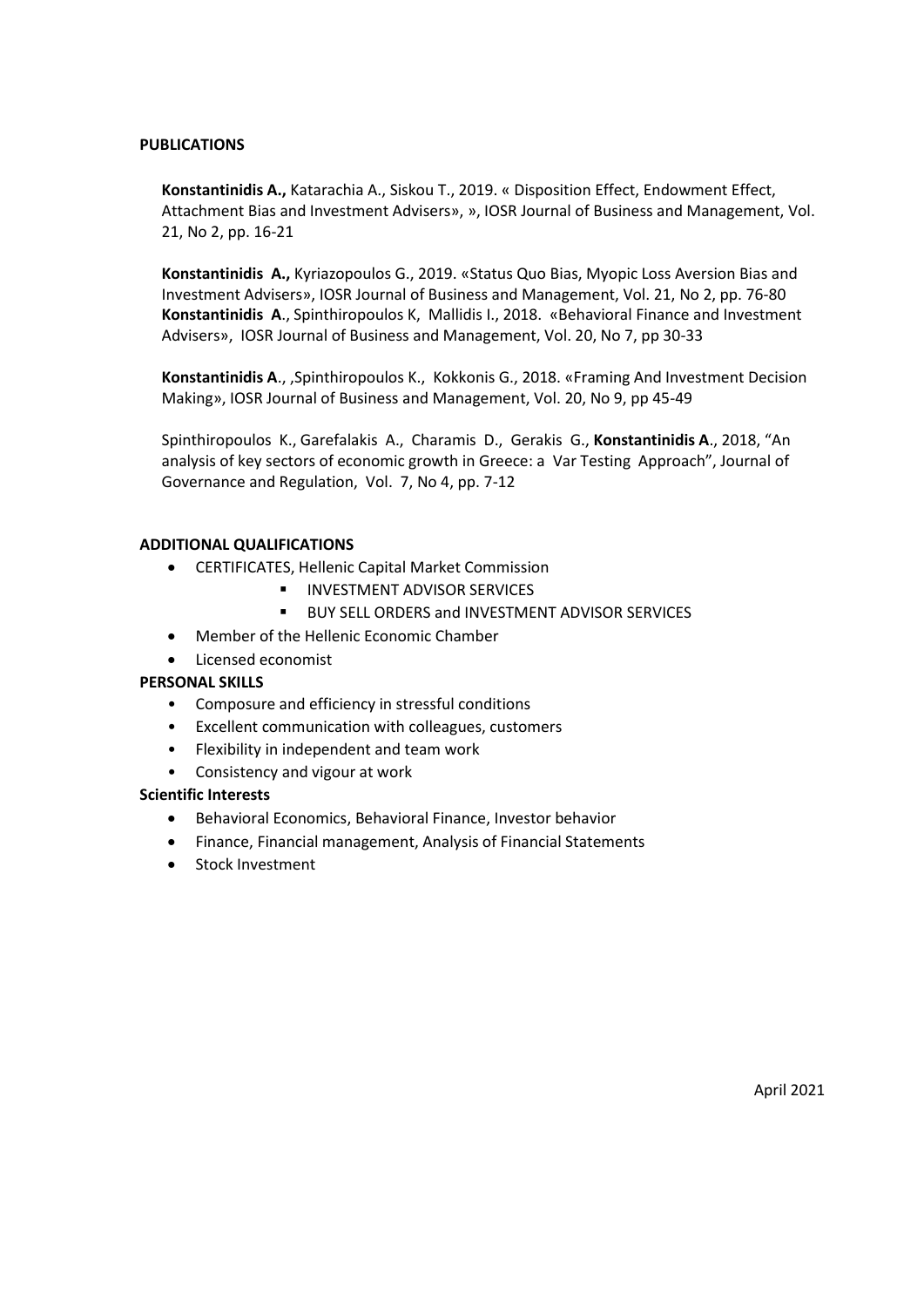**PUBLICATIONS**

**Konstantinidis A.,** Katarachia A., Siskou T., 2019. « Disposition Effect, Endowment Effect, Attachment Bias and Investment Advisers», », IOSR Journal of Business and Management, Vol. 21, No 2, pp. 16-21

**Konstantinidis A.,** Kyriazopoulos G., 2019. «Status Quo Bias, Myopic Loss Aversion Bias and Investment Advisers», IOSR Journal of Business and Management, Vol. 21, No 2, pp. 76-80
**Konstantinidis A**., Spinthiropoulos K, Mallidis I., 2018. «Behavioral Finance and Investment Advisers», IOSR Journal of Business and Management, Vol. 20, No 7, pp 30-33

**Konstantinidis A**., ,Spinthiropoulos K., Kokkonis G., 2018. «Framing And Investment Decision Making», IOSR Journal of Business and Management, Vol. 20, No 9, pp 45-49

Spinthiropoulos K., Garefalakis A., Charamis D., Gerakis G., **Konstantinidis A**., 2018, "An analysis of key sectors of economic growth in Greece: a Var Testing Approach", Journal of Governance and Regulation, Vol. 7, No 4, pp. 7-12

**ADDITIONAL QUALIFICATIONS**

- CERTIFICATES, Hellenic Capital Market Commission
  - INVESTMENT ADVISOR SERVICES
  - BUY SELL ORDERS and INVESTMENT ADVISOR SERVICES
- Member of the Hellenic Economic Chamber
- Licensed economist

**PERSONAL SKILLS**

- Composure and efficiency in stressful conditions
- Excellent communication with colleagues, customers
- Flexibility in independent and team work
- Consistency and vigour at work

**Scientific Interests**

- Behavioral Economics, Behavioral Finance, Investor behavior
- Finance, Financial management, Analysis of Financial Statements
- Stock Investment

April 2021